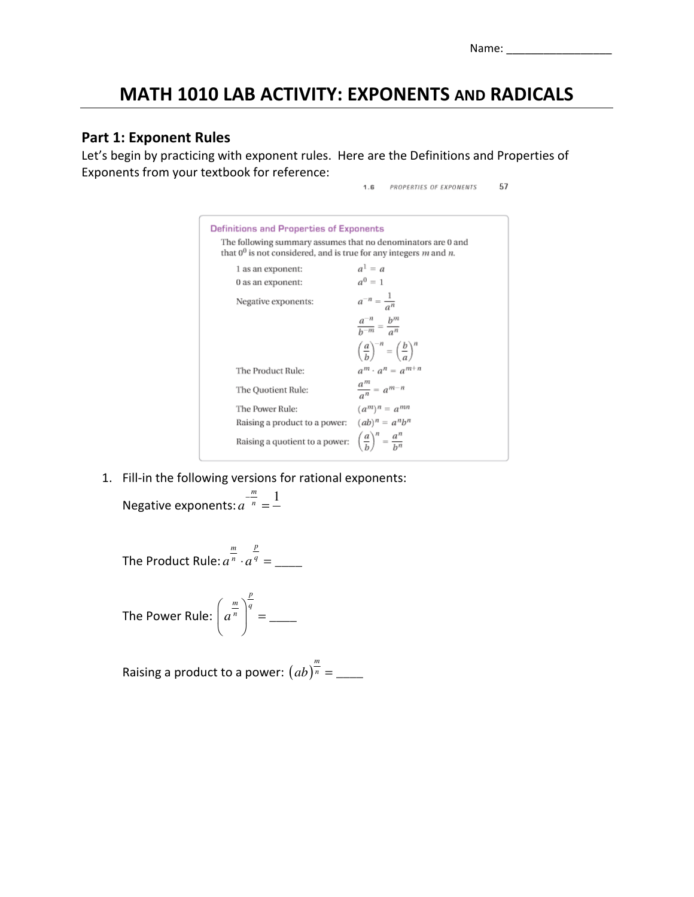Name: _________________

# MATH 1010 LAB ACTIVITY: EXPONENTS AND RADICALS

## Part 1: Exponent Rules

Let's begin by practicing with exponent rules. Here are the Definitions and Properties of Exponents from your textbook for reference:

1.6 PROPERTIES OF EXPONENTS 57

**Definitions and Properties of Exponents**

The following summary assumes that no denominators are 0 and that $0^0$ is not considered, and is true for any integers $m$ and $n$.

| | |
|---|---|
| 1 as an exponent: | $a^1 = a$ |
| 0 as an exponent: | $a^0 = 1$ |
| Negative exponents: | $a^{-n} = \frac{1}{a^n}$ |
| | $\frac{a^{-n}}{b^{-m}} = \frac{b^m}{a^n}$ |
| | $\left(\frac{a}{b}\right)^{-n} = \left(\frac{b}{a}\right)^n$ |
| The Product Rule: | $a^m \cdot a^n = a^{m+n}$ |
| The Quotient Rule: | $\frac{a^m}{a^n} = a^{m-n}$ |
| The Power Rule: | $(a^m)^n = a^{mn}$ |
| Raising a product to a power: | $(ab)^n = a^n b^n$ |
| Raising a quotient to a power: | $\left(\frac{a}{b}\right)^n = \frac{a^n}{b^n}$ |

1. Fill-in the following versions for rational exponents:

   Negative exponents: $a^{-\frac{m}{n}} = \frac{1}{\ }$

   The Product Rule: $a^{\frac{m}{n}} \cdot a^{\frac{p}{q}} =$ ____

   The Power Rule: $\left(a^{\frac{m}{n}}\right)^{\frac{p}{q}} =$ ____

   Raising a product to a power: $(ab)^{\frac{m}{n}} =$ ____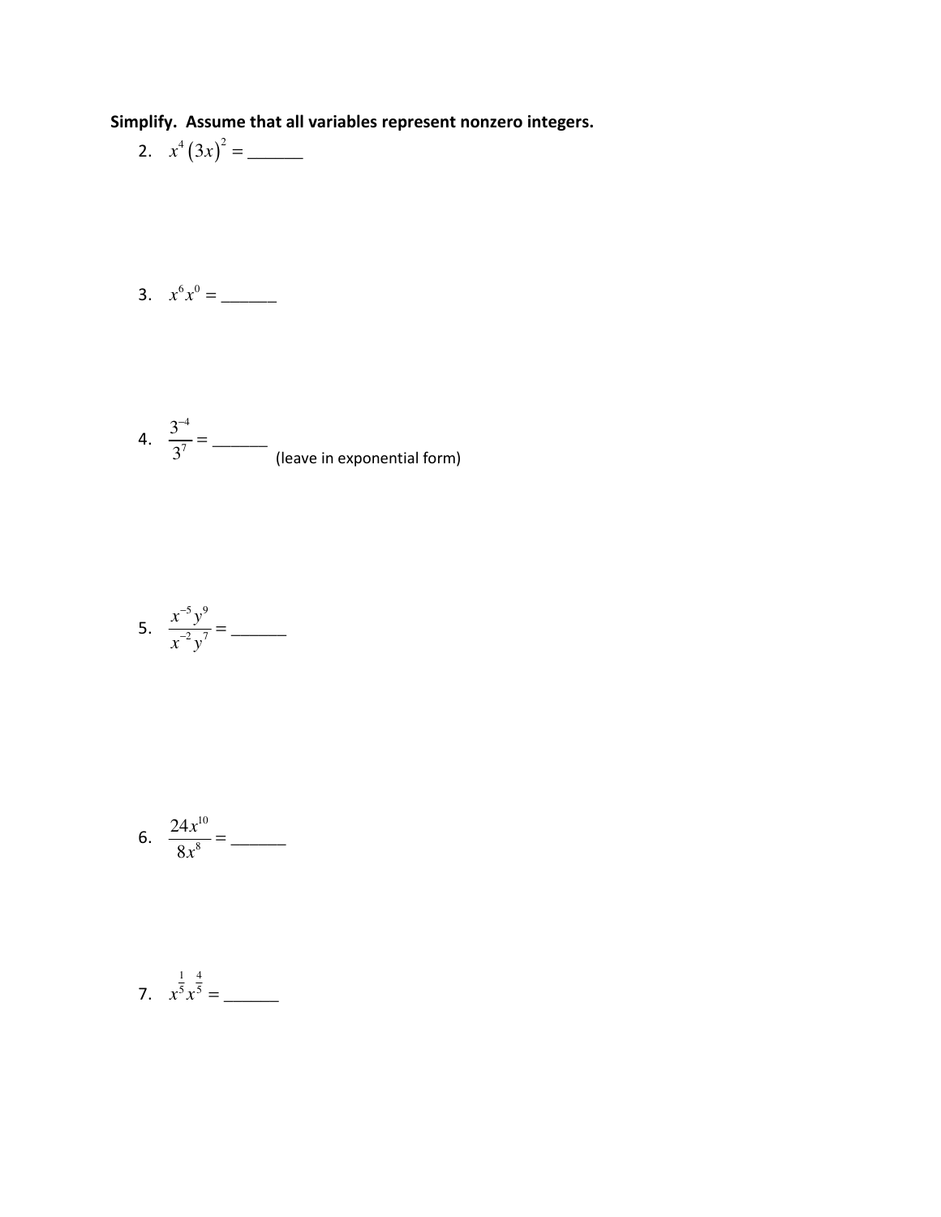**Simplify. Assume that all variables represent nonzero integers.**

2. $x^4(3x)^2 =$ ______

3. $x^6x^0 =$ ______

4. $\dfrac{3^{-4}}{3^7} =$ ______ (leave in exponential form)

5. $\dfrac{x^{-5}y^9}{x^{-2}y^7} =$ ______

6. $\dfrac{24x^{10}}{8x^8} =$ ______

7. $x^{\frac{1}{5}}x^{\frac{4}{5}} =$ ______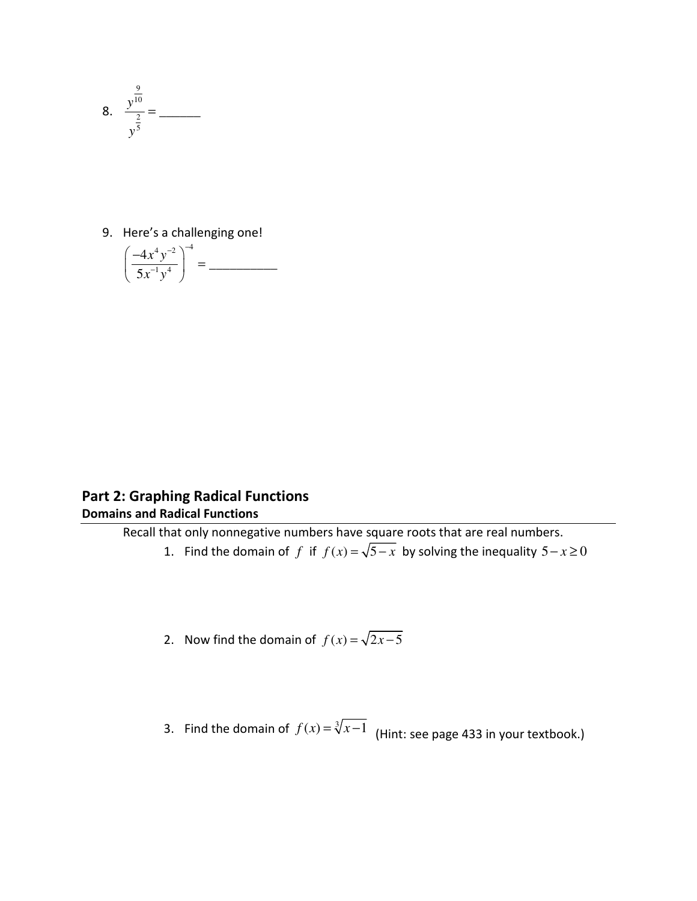8. $\dfrac{y^{\frac{9}{10}}}{y^{\frac{2}{5}}} =$ ______

9. Here's a challenging one!

$\left(\dfrac{-4x^4y^{-2}}{5x^{-1}y^4}\right)^{-4} =$ __________

## Part 2: Graphing Radical Functions

### Domains and Radical Functions

Recall that only nonnegative numbers have square roots that are real numbers.

1. Find the domain of $f$ if $f(x) = \sqrt{5-x}$ by solving the inequality $5 - x \geq 0$

2. Now find the domain of $f(x) = \sqrt{2x-5}$

3. Find the domain of $f(x) = \sqrt[3]{x-1}$ (Hint: see page 433 in your textbook.)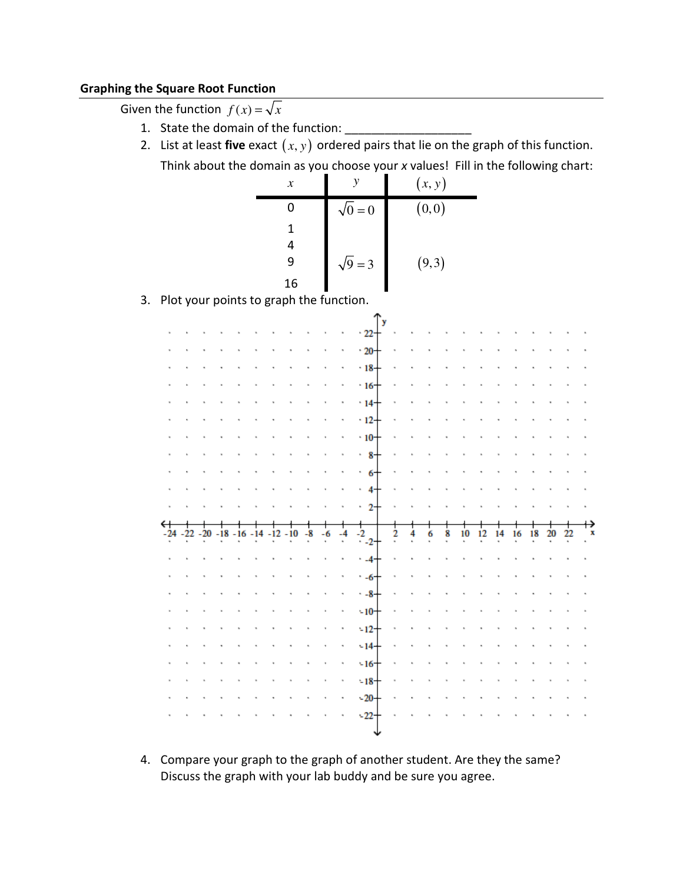## Graphing the Square Root Function

Given the function $f(x) = \sqrt{x}$

1. State the domain of the function: ___________________
2. List at least **five** exact $(x, y)$ ordered pairs that lie on the graph of this function. Think about the domain as you choose your *x* values! Fill in the following chart:

| $x$ | $y$ | $(x, y)$ |
|---|---|---|
| 0 | $\sqrt{0} = 0$ | $(0, 0)$ |
| 1 | | |
| 4 | | |
| 9 | $\sqrt{9} = 3$ | $(9, 3)$ |
| 16 | | |

3. Plot your points to graph the function.

4. Compare your graph to the graph of another student. Are they the same? Discuss the graph with your lab buddy and be sure you agree.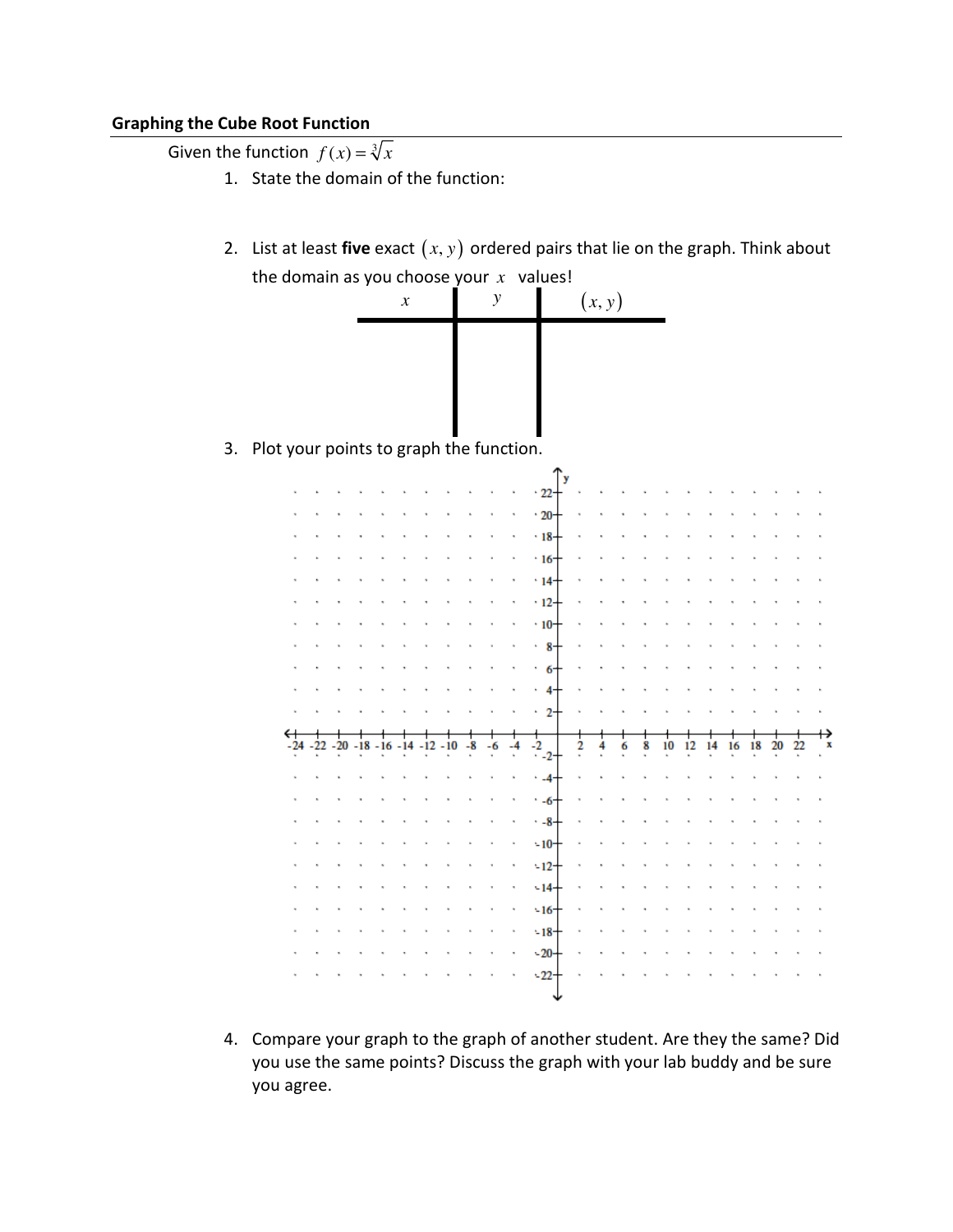### Graphing the Cube Root Function

Given the function $f(x) = \sqrt[3]{x}$

1. State the domain of the function:

2. List at least **five** exact $(x, y)$ ordered pairs that lie on the graph. Think about the domain as you choose your $x$ values!

| $x$ | $y$ | $(x, y)$ |
|---|---|---|
| | | |

3. Plot your points to graph the function.

y

22
20
18
16
14
12
10
8
6
4
2
-2
-4
-6
-8
-10
-12
-14
-16
-18
-20
-22

-24 -22 -20 -18 -16 -14 -12 -10 -8 -6 -4 -2 2 4 6 8 10 12 14 16 18 20 22 x

4. Compare your graph to the graph of another student. Are they the same? Did you use the same points? Discuss the graph with your lab buddy and be sure you agree.